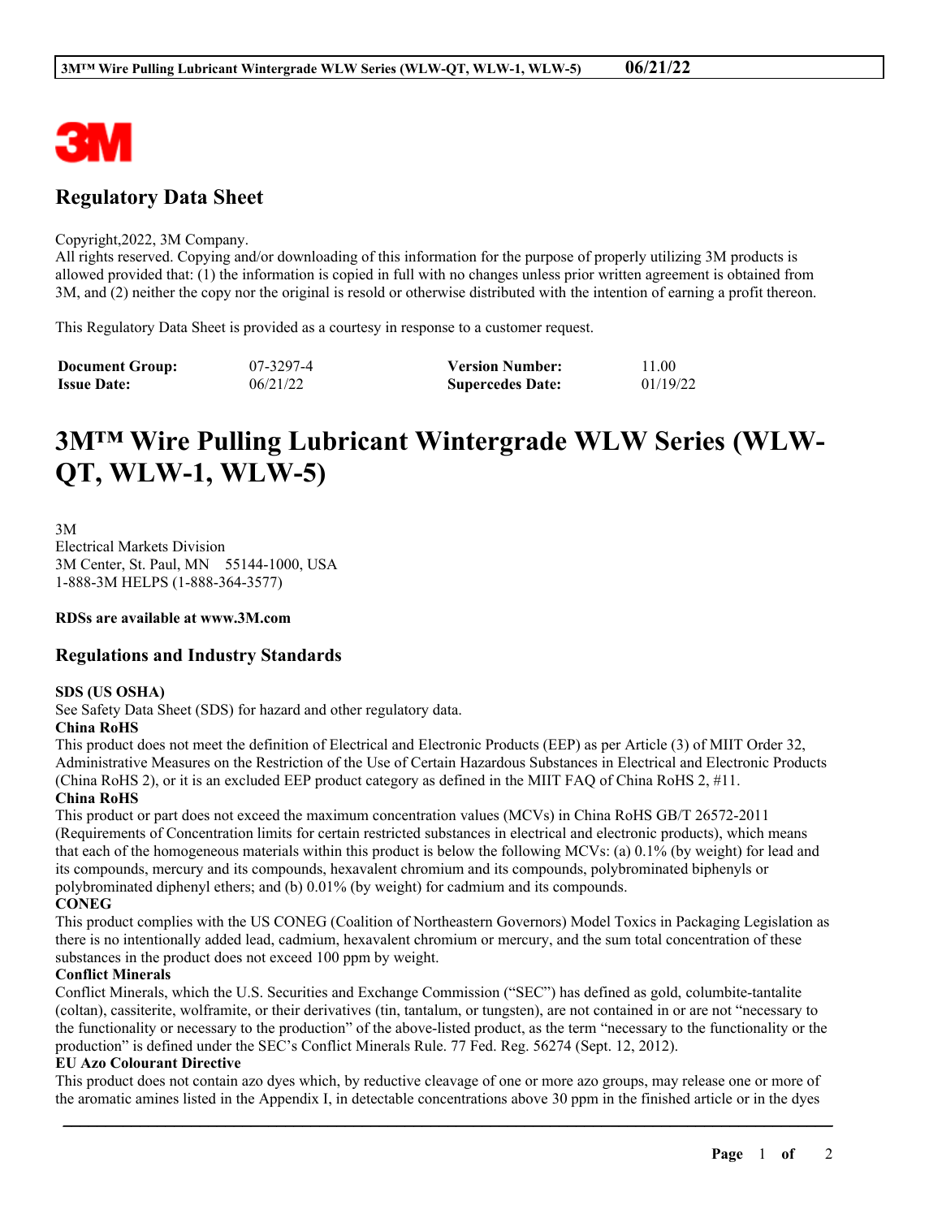## Regulatory Data Sheet

Copyright,2022, 3M Company.
All rights reserved. Copying and/or downloading of this information for the purpose of properly utilizing 3M products is allowed provided that: (1) the information is copied in full with no changes unless prior written agreement is obtained from 3M, and (2) neither the copy nor the original is resold or otherwise distributed with the intention of earning a profit thereon.

This Regulatory Data Sheet is provided as a courtesy in response to a customer request.

| | | | |
|---|---|---|---|
| **Document Group:** | 07-3297-4 | **Version Number:** | 11.00 |
| **Issue Date:** | 06/21/22 | **Supercedes Date:** | 01/19/22 |

# 3M™ Wire Pulling Lubricant Wintergrade WLW Series (WLW-QT, WLW-1, WLW-5)

3M
Electrical Markets Division
3M Center, St. Paul, MN 55144-1000, USA
1-888-3M HELPS (1-888-364-3577)

**RDSs are available at www.3M.com**

## Regulations and Industry Standards

**SDS (US OSHA)**
See Safety Data Sheet (SDS) for hazard and other regulatory data.

**China RoHS**
This product does not meet the definition of Electrical and Electronic Products (EEP) as per Article (3) of MIIT Order 32, Administrative Measures on the Restriction of the Use of Certain Hazardous Substances in Electrical and Electronic Products (China RoHS 2), or it is an excluded EEP product category as defined in the MIIT FAQ of China RoHS 2, #11.

**China RoHS**
This product or part does not exceed the maximum concentration values (MCVs) in China RoHS GB/T 26572-2011 (Requirements of Concentration limits for certain restricted substances in electrical and electronic products), which means that each of the homogeneous materials within this product is below the following MCVs: (a) 0.1% (by weight) for lead and its compounds, mercury and its compounds, hexavalent chromium and its compounds, polybrominated biphenyls or polybrominated diphenyl ethers; and (b) 0.01% (by weight) for cadmium and its compounds.

**CONEG**
This product complies with the US CONEG (Coalition of Northeastern Governors) Model Toxics in Packaging Legislation as there is no intentionally added lead, cadmium, hexavalent chromium or mercury, and the sum total concentration of these substances in the product does not exceed 100 ppm by weight.

**Conflict Minerals**
Conflict Minerals, which the U.S. Securities and Exchange Commission ("SEC") has defined as gold, columbite-tantalite (coltan), cassiterite, wolframite, or their derivatives (tin, tantalum, or tungsten), are not contained in or are not "necessary to the functionality or necessary to the production" of the above-listed product, as the term "necessary to the functionality or the production" is defined under the SEC's Conflict Minerals Rule. 77 Fed. Reg. 56274 (Sept. 12, 2012).

**EU Azo Colourant Directive**
This product does not contain azo dyes which, by reductive cleavage of one or more azo groups, may release one or more of the aromatic amines listed in the Appendix I, in detectable concentrations above 30 ppm in the finished article or in the dyes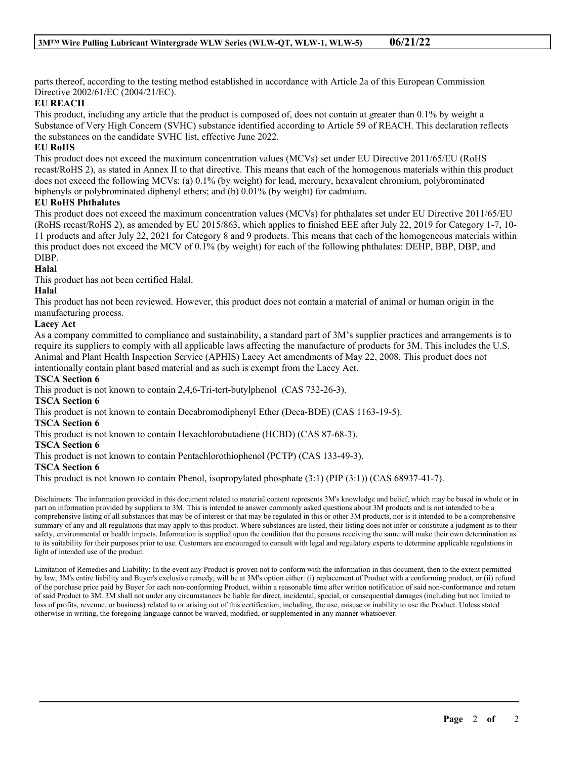parts thereof, according to the testing method established in accordance with Article 2a of this European Commission Directive 2002/61/EC (2004/21/EC).

**EU REACH**

This product, including any article that the product is composed of, does not contain at greater than 0.1% by weight a Substance of Very High Concern (SVHC) substance identified according to Article 59 of REACH. This declaration reflects the substances on the candidate SVHC list, effective June 2022.

**EU RoHS**

This product does not exceed the maximum concentration values (MCVs) set under EU Directive 2011/65/EU (RoHS recast/RoHS 2), as stated in Annex II to that directive. This means that each of the homogenous materials within this product does not exceed the following MCVs: (a) 0.1% (by weight) for lead, mercury, hexavalent chromium, polybrominated biphenyls or polybrominated diphenyl ethers; and (b) 0.01% (by weight) for cadmium.

**EU RoHS Phthalates**

This product does not exceed the maximum concentration values (MCVs) for phthalates set under EU Directive 2011/65/EU (RoHS recast/RoHS 2), as amended by EU 2015/863, which applies to finished EEE after July 22, 2019 for Category 1-7, 10-11 products and after July 22, 2021 for Category 8 and 9 products. This means that each of the homogeneous materials within this product does not exceed the MCV of 0.1% (by weight) for each of the following phthalates: DEHP, BBP, DBP, and DIBP.

**Halal**

This product has not been certified Halal.

**Halal**

This product has not been reviewed. However, this product does not contain a material of animal or human origin in the manufacturing process.

**Lacey Act**

As a company committed to compliance and sustainability, a standard part of 3M's supplier practices and arrangements is to require its suppliers to comply with all applicable laws affecting the manufacture of products for 3M. This includes the U.S. Animal and Plant Health Inspection Service (APHIS) Lacey Act amendments of May 22, 2008. This product does not intentionally contain plant based material and as such is exempt from the Lacey Act.

**TSCA Section 6**

This product is not known to contain 2,4,6-Tri-tert-butylphenol (CAS 732-26-3).

**TSCA Section 6**

This product is not known to contain Decabromodiphenyl Ether (Deca-BDE) (CAS 1163-19-5).

**TSCA Section 6**

This product is not known to contain Hexachlorobutadiene (HCBD) (CAS 87-68-3).

**TSCA Section 6**

This product is not known to contain Pentachlorothiophenol (PCTP) (CAS 133-49-3).

**TSCA Section 6**

This product is not known to contain Phenol, isopropylated phosphate (3:1) (PIP (3:1)) (CAS 68937-41-7).

Disclaimers: The information provided in this document related to material content represents 3M's knowledge and belief, which may be based in whole or in part on information provided by suppliers to 3M. This is intended to answer commonly asked questions about 3M products and is not intended to be a comprehensive listing of all substances that may be of interest or that may be regulated in this or other 3M products, nor is it intended to be a comprehensive summary of any and all regulations that may apply to this product. Where substances are listed, their listing does not infer or constitute a judgment as to their safety, environmental or health impacts. Information is supplied upon the condition that the persons receiving the same will make their own determination as to its suitability for their purposes prior to use. Customers are encouraged to consult with legal and regulatory experts to determine applicable regulations in light of intended use of the product.

Limitation of Remedies and Liability: In the event any Product is proven not to conform with the information in this document, then to the extent permitted by law, 3M's entire liability and Buyer's exclusive remedy, will be at 3M's option either: (i) replacement of Product with a conforming product, or (ii) refund of the purchase price paid by Buyer for each non-conforming Product, within a reasonable time after written notification of said non-conformance and return of said Product to 3M. 3M shall not under any circumstances be liable for direct, incidental, special, or consequential damages (including but not limited to loss of profits, revenue, or business) related to or arising out of this certification, including, the use, misuse or inability to use the Product. Unless stated otherwise in writing, the foregoing language cannot be waived, modified, or supplemented in any manner whatsoever.